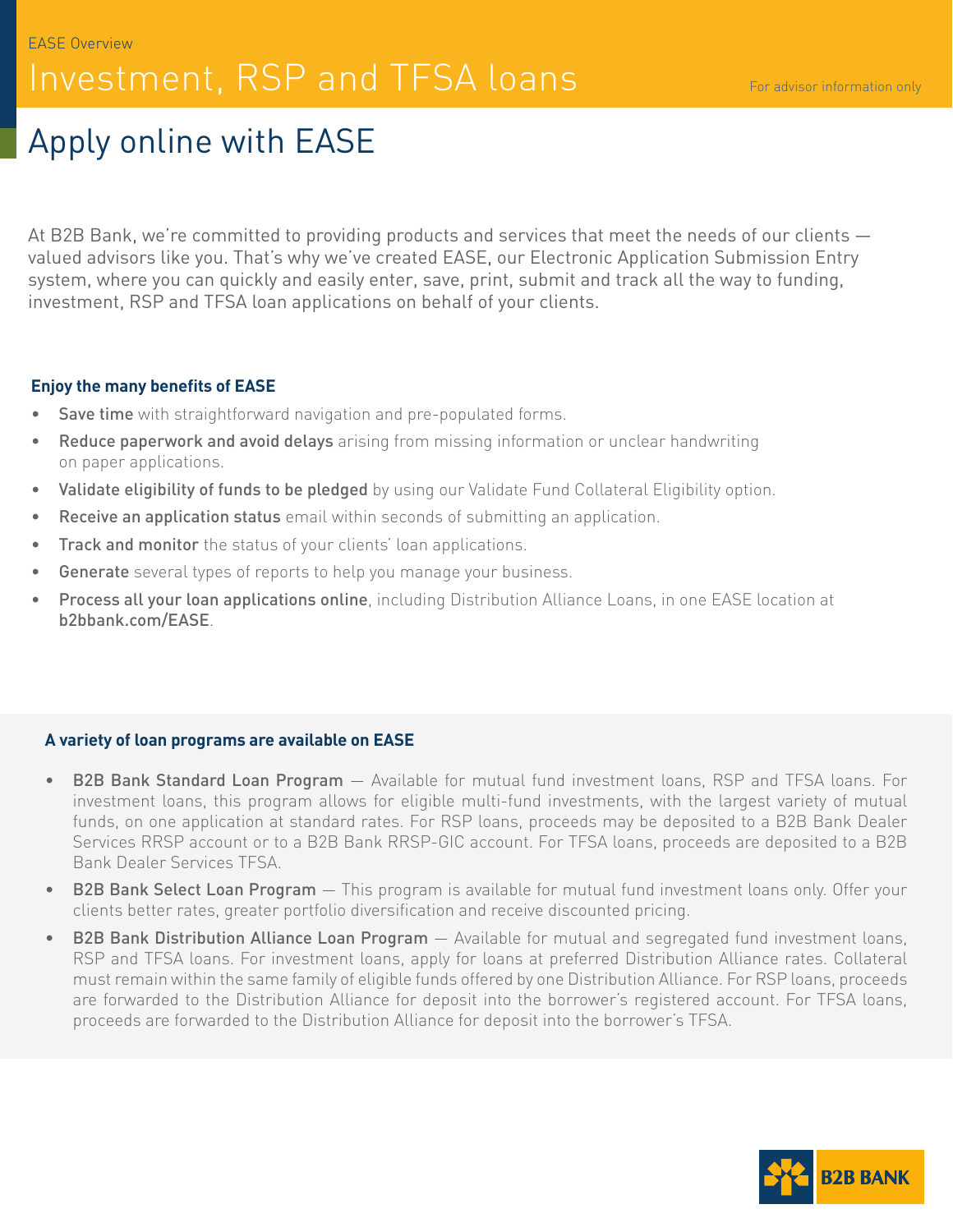EASE Overview

# Investment, RSP and TFSA loans

For advisor information only

## Apply online with EASE

At B2B Bank, we're committed to providing products and services that meet the needs of our clients — valued advisors like you. That's why we've created EASE, our Electronic Application Submission Entry system, where you can quickly and easily enter, save, print, submit and track all the way to funding, investment, RSP and TFSA loan applications on behalf of your clients.

### Enjoy the many benefits of EASE

- **Save time** with straightforward navigation and pre-populated forms.
- **Reduce paperwork and avoid delays** arising from missing information or unclear handwriting on paper applications.
- **Validate eligibility of funds to be pledged** by using our Validate Fund Collateral Eligibility option.
- **Receive an application status** email within seconds of submitting an application.
- **Track and monitor** the status of your clients' loan applications.
- **Generate** several types of reports to help you manage your business.
- **Process all your loan applications online**, including Distribution Alliance Loans, in one EASE location at **b2bbank.com/EASE**.

### A variety of loan programs are available on EASE

- **B2B Bank Standard Loan Program** — Available for mutual fund investment loans, RSP and TFSA loans. For investment loans, this program allows for eligible multi-fund investments, with the largest variety of mutual funds, on one application at standard rates. For RSP loans, proceeds may be deposited to a B2B Bank Dealer Services RRSP account or to a B2B Bank RRSP-GIC account. For TFSA loans, proceeds are deposited to a B2B Bank Dealer Services TFSA.
- **B2B Bank Select Loan Program** — This program is available for mutual fund investment loans only. Offer your clients better rates, greater portfolio diversification and receive discounted pricing.
- **B2B Bank Distribution Alliance Loan Program** — Available for mutual and segregated fund investment loans, RSP and TFSA loans. For investment loans, apply for loans at preferred Distribution Alliance rates. Collateral must remain within the same family of eligible funds offered by one Distribution Alliance. For RSP loans, proceeds are forwarded to the Distribution Alliance for deposit into the borrower's registered account. For TFSA loans, proceeds are forwarded to the Distribution Alliance for deposit into the borrower's TFSA.

B2B BANK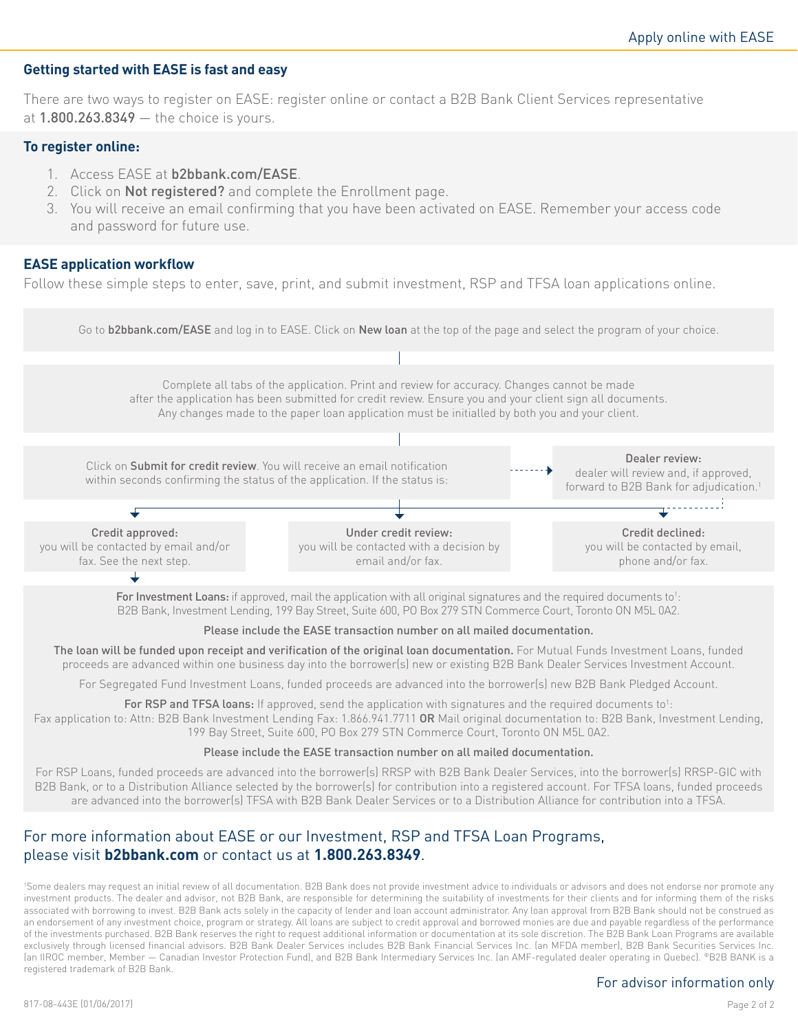## Getting started with EASE is fast and easy

There are two ways to register on EASE: register online or contact a B2B Bank Client Services representative at **1.800.263.8349** — the choice is yours.

### To register online:

1. Access EASE at **b2bbank.com/EASE**.
2. Click on **Not registered?** and complete the Enrollment page.
3. You will receive an email confirming that you have been activated on EASE. Remember your access code and password for future use.

## EASE application workflow

Follow these simple steps to enter, save, print, and submit investment, RSP and TFSA loan applications online.

Go to **b2bbank.com/EASE** and log in to EASE. Click on **New loan** at the top of the page and select the program of your choice.

Complete all tabs of the application. Print and review for accuracy. Changes cannot be made after the application has been submitted for credit review. Ensure you and your client sign all documents. Any changes made to the paper loan application must be initialled by both you and your client.

Click on **Submit for credit review**. You will receive an email notification within seconds confirming the status of the application. If the status is:

**Dealer review:** dealer will review and, if approved, forward to B2B Bank for adjudication.[1]

**Credit approved:** you will be contacted by email and/or fax. See the next step.

**Under credit review:** you will be contacted with a decision by email and/or fax.

**Credit declined:** you will be contacted by email, phone and/or fax.

**For Investment Loans:** if approved, mail the application with all original signatures and the required documents to[1]: B2B Bank, Investment Lending, 199 Bay Street, Suite 600, PO Box 279 STN Commerce Court, Toronto ON M5L 0A2.

**Please include the EASE transaction number on all mailed documentation.**

**The loan will be funded upon receipt and verification of the original loan documentation.** For Mutual Funds Investment Loans, funded proceeds are advanced within one business day into the borrower(s) new or existing B2B Bank Dealer Services Investment Account.

For Segregated Fund Investment Loans, funded proceeds are advanced into the borrower(s) new B2B Bank Pledged Account.

**For RSP and TFSA loans:** If approved, send the application with signatures and the required documents to[1]: Fax application to: Attn: B2B Bank Investment Lending Fax: 1.866.941.7711 **OR** Mail original documentation to: B2B Bank, Investment Lending, 199 Bay Street, Suite 600, PO Box 279 STN Commerce Court, Toronto ON M5L 0A2.

**Please include the EASE transaction number on all mailed documentation.**

For RSP Loans, funded proceeds are advanced into the borrower(s) RRSP with B2B Bank Dealer Services, into the borrower(s) RRSP-GIC with B2B Bank, or to a Distribution Alliance selected by the borrower(s) for contribution into a registered account. For TFSA loans, funded proceeds are advanced into the borrower(s) TFSA with B2B Bank Dealer Services or to a Distribution Alliance for contribution into a TFSA.

For more information about EASE or our Investment, RSP and TFSA Loan Programs, please visit **b2bbank.com** or contact us at **1.800.263.8349**.

[1]Some dealers may request an initial review of all documentation. B2B Bank does not provide investment advice to individuals or advisors and does not endorse nor promote any investment products. The dealer and advisor, not B2B Bank, are responsible for determining the suitability of investments for their clients and for informing them of the risks associated with borrowing to invest. B2B Bank acts solely in the capacity of lender and loan account administrator. Any loan approval from B2B Bank should not be construed as an endorsement of any investment choice, program or strategy. All loans are subject to credit approval and borrowed monies are due and payable regardless of the performance of the investments purchased. B2B Bank reserves the right to request additional information or documentation at its sole discretion. The B2B Bank Loan Programs are available exclusively through licensed financial advisors. B2B Bank Dealer Services includes B2B Bank Financial Services Inc. (an MFDA member), B2B Bank Securities Services Inc. (an IIROC member, Member — Canadian Investor Protection Fund), and B2B Bank Intermediary Services Inc. (an AMF-regulated dealer operating in Quebec). ®B2B BANK is a registered trademark of B2B Bank.

For advisor information only

817-08-443E (01/06/2017)